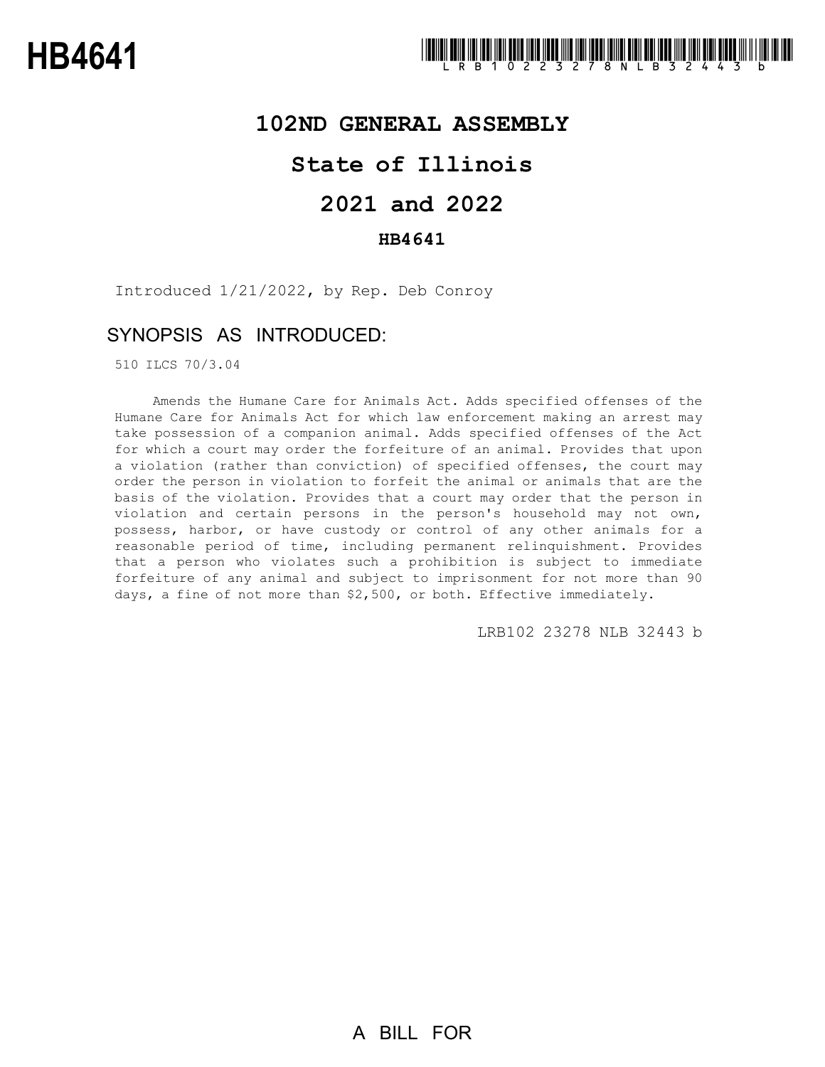# HB4641

LRB102 23278 NLB 32443 b

## 102ND GENERAL ASSEMBLY

## State of Illinois

## 2021 and 2022

### HB4641

Introduced 1/21/2022, by Rep. Deb Conroy

## SYNOPSIS AS INTRODUCED:

510 ILCS 70/3.04

Amends the Humane Care for Animals Act. Adds specified offenses of the Humane Care for Animals Act for which law enforcement making an arrest may take possession of a companion animal. Adds specified offenses of the Act for which a court may order the forfeiture of an animal. Provides that upon a violation (rather than conviction) of specified offenses, the court may order the person in violation to forfeit the animal or animals that are the basis of the violation. Provides that a court may order that the person in violation and certain persons in the person's household may not own, possess, harbor, or have custody or control of any other animals for a reasonable period of time, including permanent relinquishment. Provides that a person who violates such a prohibition is subject to immediate forfeiture of any animal and subject to imprisonment for not more than 90 days, a fine of not more than $2,500, or both. Effective immediately.

LRB102 23278 NLB 32443 b

A BILL FOR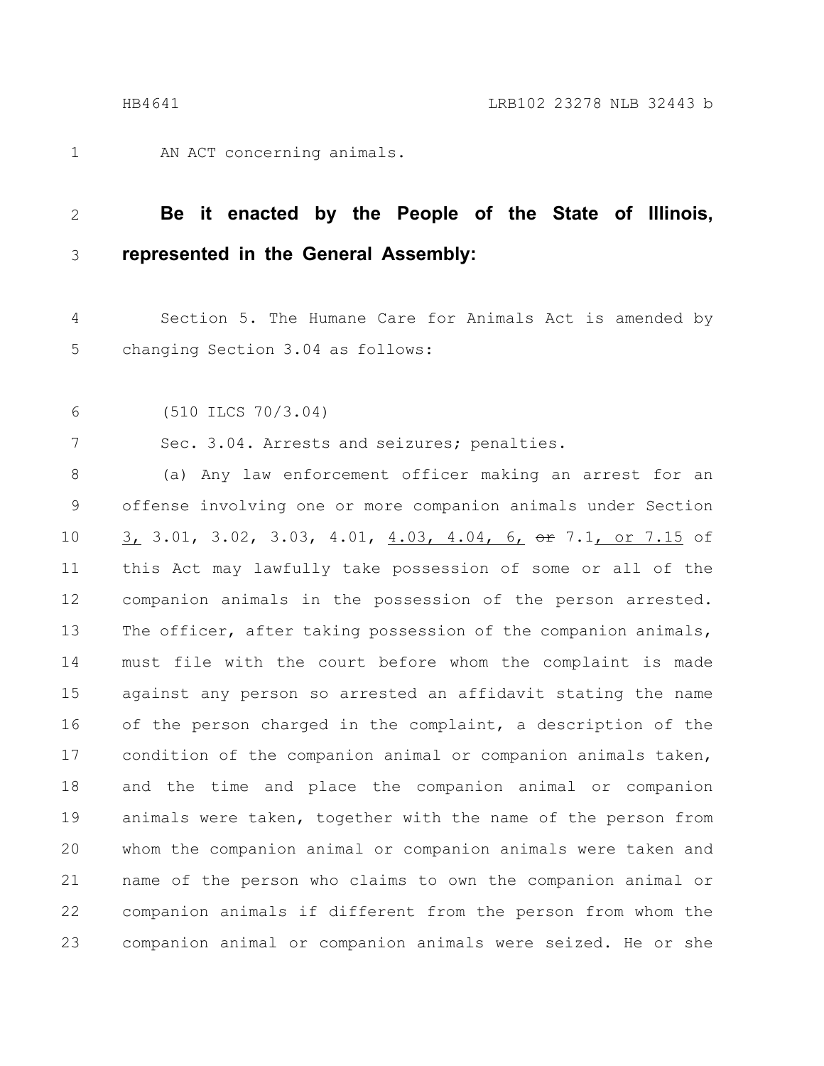AN ACT concerning animals.

**Be it enacted by the People of the State of Illinois, represented in the General Assembly:**

Section 5. The Humane Care for Animals Act is amended by changing Section 3.04 as follows:

(510 ILCS 70/3.04)

Sec. 3.04. Arrests and seizures; penalties.

(a) Any law enforcement officer making an arrest for an offense involving one or more companion animals under Section 3, 3.01, 3.02, 3.03, 4.01, 4.03, 4.04, 6, ~~or~~ 7.1, or 7.15 of this Act may lawfully take possession of some or all of the companion animals in the possession of the person arrested. The officer, after taking possession of the companion animals, must file with the court before whom the complaint is made against any person so arrested an affidavit stating the name of the person charged in the complaint, a description of the condition of the companion animal or companion animals taken, and the time and place the companion animal or companion animals were taken, together with the name of the person from whom the companion animal or companion animals were taken and name of the person who claims to own the companion animal or companion animals if different from the person from whom the companion animal or companion animals were seized. He or she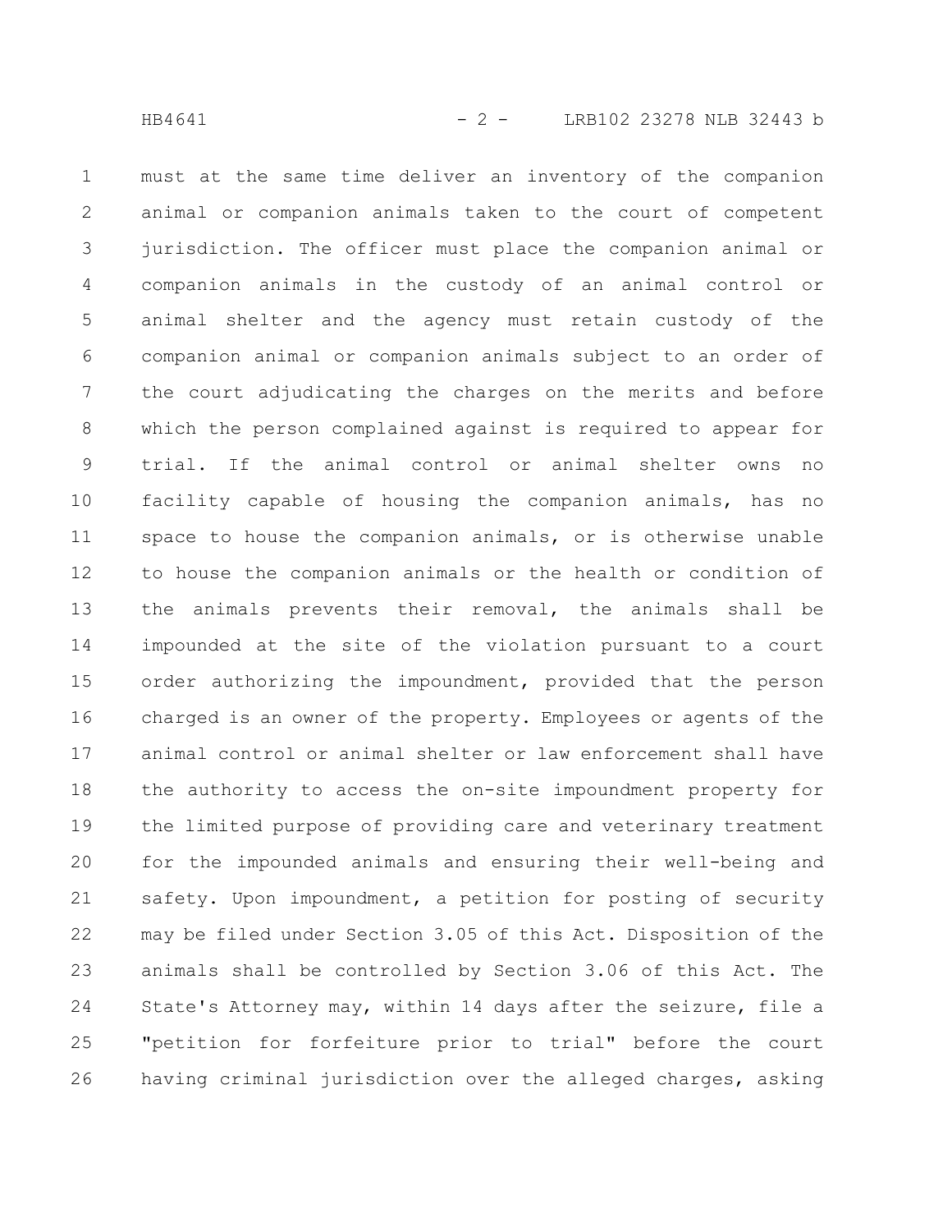must at the same time deliver an inventory of the companion animal or companion animals taken to the court of competent jurisdiction. The officer must place the companion animal or companion animals in the custody of an animal control or animal shelter and the agency must retain custody of the companion animal or companion animals subject to an order of the court adjudicating the charges on the merits and before which the person complained against is required to appear for trial. If the animal control or animal shelter owns no facility capable of housing the companion animals, has no space to house the companion animals, or is otherwise unable to house the companion animals or the health or condition of the animals prevents their removal, the animals shall be impounded at the site of the violation pursuant to a court order authorizing the impoundment, provided that the person charged is an owner of the property. Employees or agents of the animal control or animal shelter or law enforcement shall have the authority to access the on-site impoundment property for the limited purpose of providing care and veterinary treatment for the impounded animals and ensuring their well-being and safety. Upon impoundment, a petition for posting of security may be filed under Section 3.05 of this Act. Disposition of the animals shall be controlled by Section 3.06 of this Act. The State's Attorney may, within 14 days after the seizure, file a "petition for forfeiture prior to trial" before the court having criminal jurisdiction over the alleged charges, asking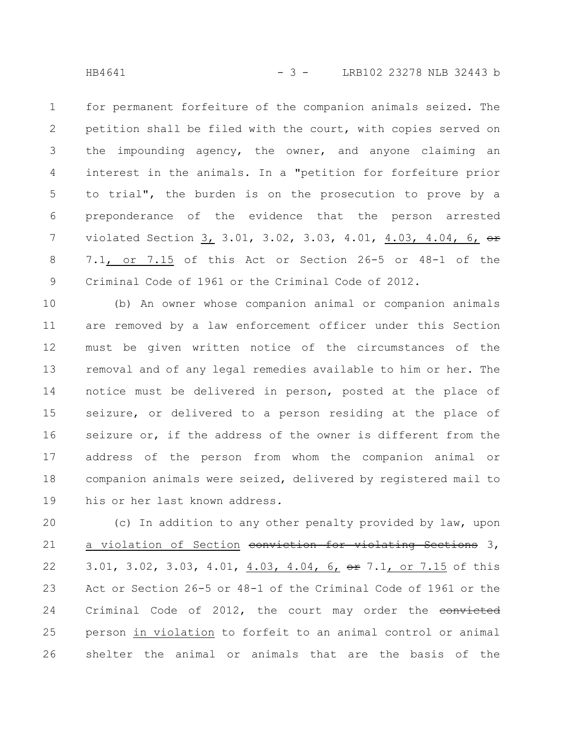for permanent forfeiture of the companion animals seized. The petition shall be filed with the court, with copies served on the impounding agency, the owner, and anyone claiming an interest in the animals. In a "petition for forfeiture prior to trial", the burden is on the prosecution to prove by a preponderance of the evidence that the person arrested violated Section 3, 3.01, 3.02, 3.03, 4.01, 4.03, 4.04, 6, ~~or~~ 7.1, or 7.15 of this Act or Section 26-5 or 48-1 of the Criminal Code of 1961 or the Criminal Code of 2012.

(b) An owner whose companion animal or companion animals are removed by a law enforcement officer under this Section must be given written notice of the circumstances of the removal and of any legal remedies available to him or her. The notice must be delivered in person, posted at the place of seizure, or delivered to a person residing at the place of seizure or, if the address of the owner is different from the address of the person from whom the companion animal or companion animals were seized, delivered by registered mail to his or her last known address.

(c) In addition to any other penalty provided by law, upon a violation of Section ~~conviction for violating Sections~~ 3, 3.01, 3.02, 3.03, 4.01, 4.03, 4.04, 6, ~~or~~ 7.1, or 7.15 of this Act or Section 26-5 or 48-1 of the Criminal Code of 1961 or the Criminal Code of 2012, the court may order the ~~convicted~~ person in violation to forfeit to an animal control or animal shelter the animal or animals that are the basis of the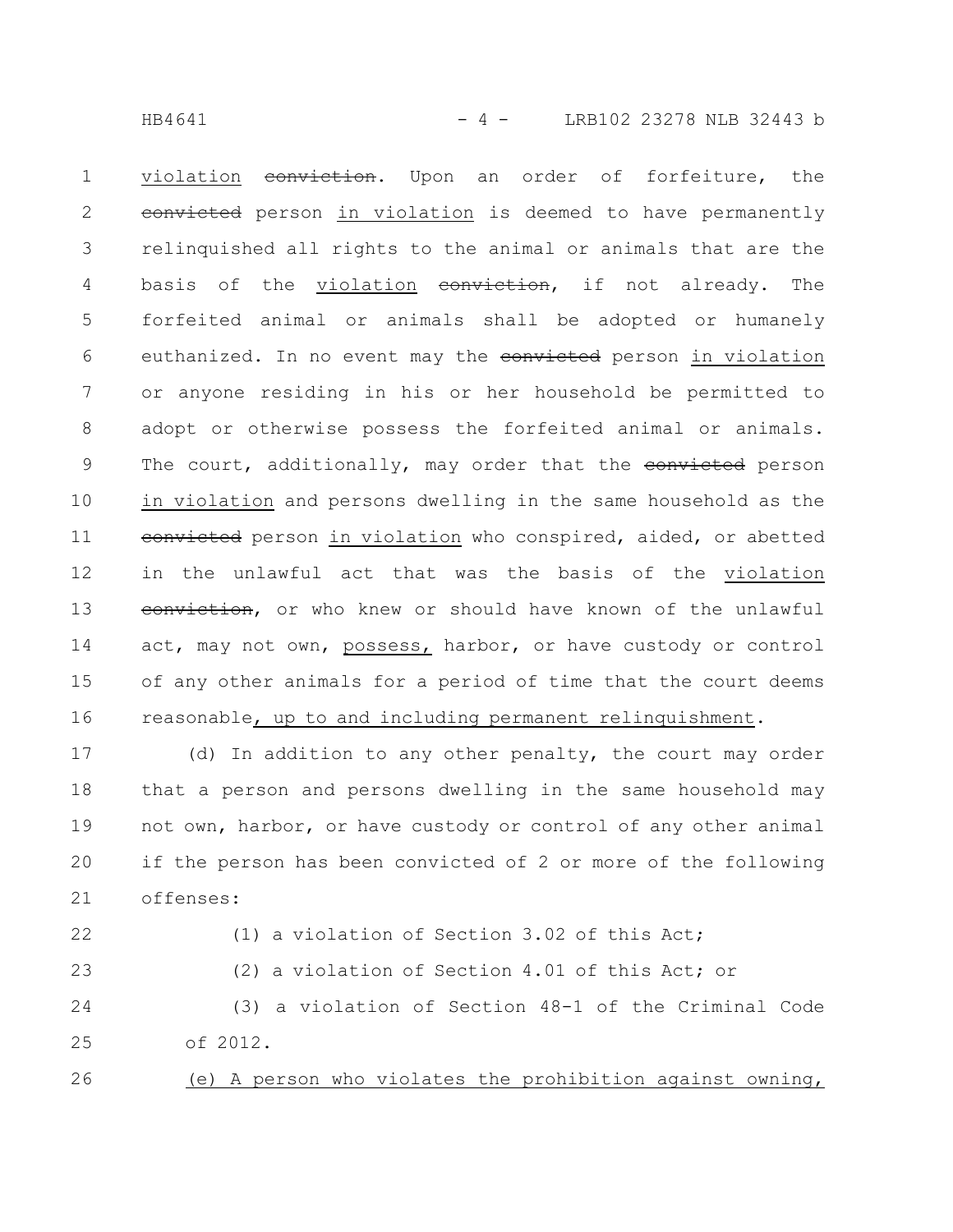violation ~~conviction~~. Upon an order of forfeiture, the ~~convicted~~ person in violation is deemed to have permanently relinquished all rights to the animal or animals that are the basis of the violation ~~conviction~~, if not already. The forfeited animal or animals shall be adopted or humanely euthanized. In no event may the ~~convicted~~ person in violation or anyone residing in his or her household be permitted to adopt or otherwise possess the forfeited animal or animals. The court, additionally, may order that the ~~convicted~~ person in violation and persons dwelling in the same household as the ~~convicted~~ person in violation who conspired, aided, or abetted in the unlawful act that was the basis of the violation ~~conviction~~, or who knew or should have known of the unlawful act, may not own, possess, harbor, or have custody or control of any other animals for a period of time that the court deems reasonable, up to and including permanent relinquishment.

(d) In addition to any other penalty, the court may order that a person and persons dwelling in the same household may not own, harbor, or have custody or control of any other animal if the person has been convicted of 2 or more of the following offenses:

(1) a violation of Section 3.02 of this Act;

(2) a violation of Section 4.01 of this Act; or

(3) a violation of Section 48-1 of the Criminal Code of 2012.

(e) A person who violates the prohibition against owning,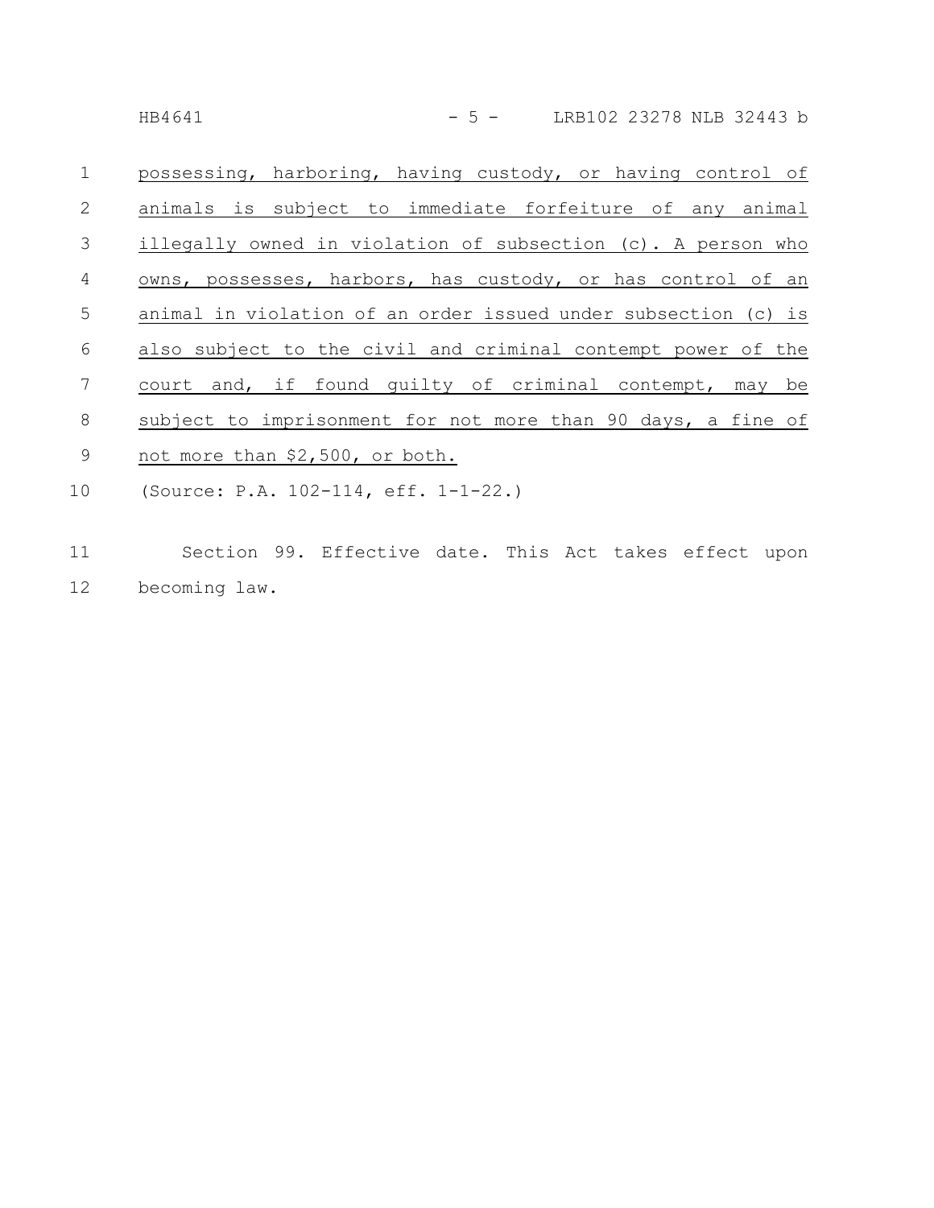possessing, harboring, having custody, or having control of animals is subject to immediate forfeiture of any animal illegally owned in violation of subsection (c). A person who owns, possesses, harbors, has custody, or has control of an animal in violation of an order issued under subsection (c) is also subject to the civil and criminal contempt power of the court and, if found guilty of criminal contempt, may be subject to imprisonment for not more than 90 days, a fine of not more than $2,500, or both.

(Source: P.A. 102-114, eff. 1-1-22.)

Section 99. Effective date. This Act takes effect upon becoming law.